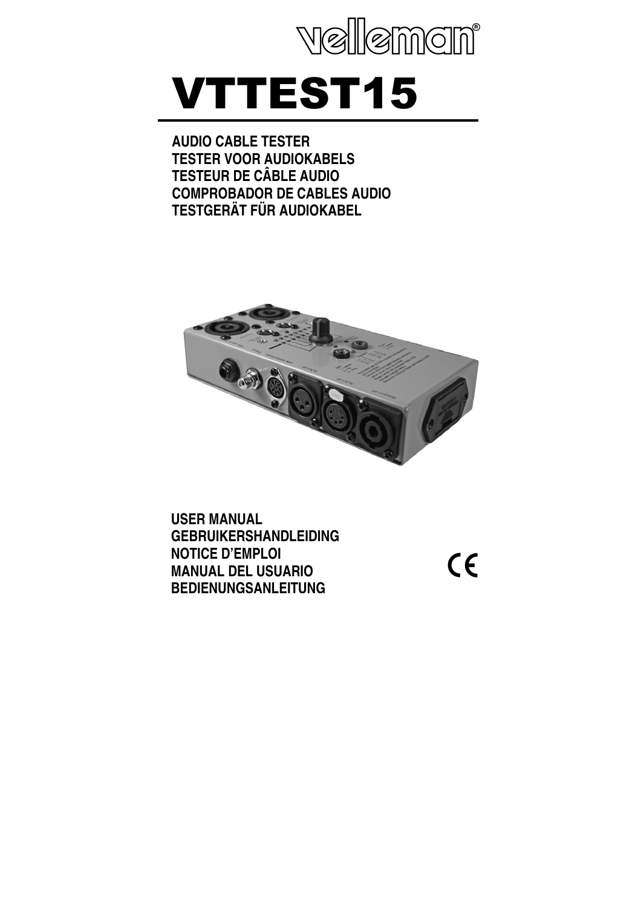velleman®

# VTTEST15

**AUDIO CABLE TESTER**
**TESTER VOOR AUDIOKABELS**
**TESTEUR DE CÂBLE AUDIO**
**COMPROBADOR DE CABLES AUDIO**
**TESTGERÄT FÜR AUDIOKABEL**

**USER MANUAL**
**GEBRUIKERSHANDLEIDING**
**NOTICE D'EMPLOI**
**MANUAL DEL USUARIO**
**BEDIENUNGSANLEITUNG**

CE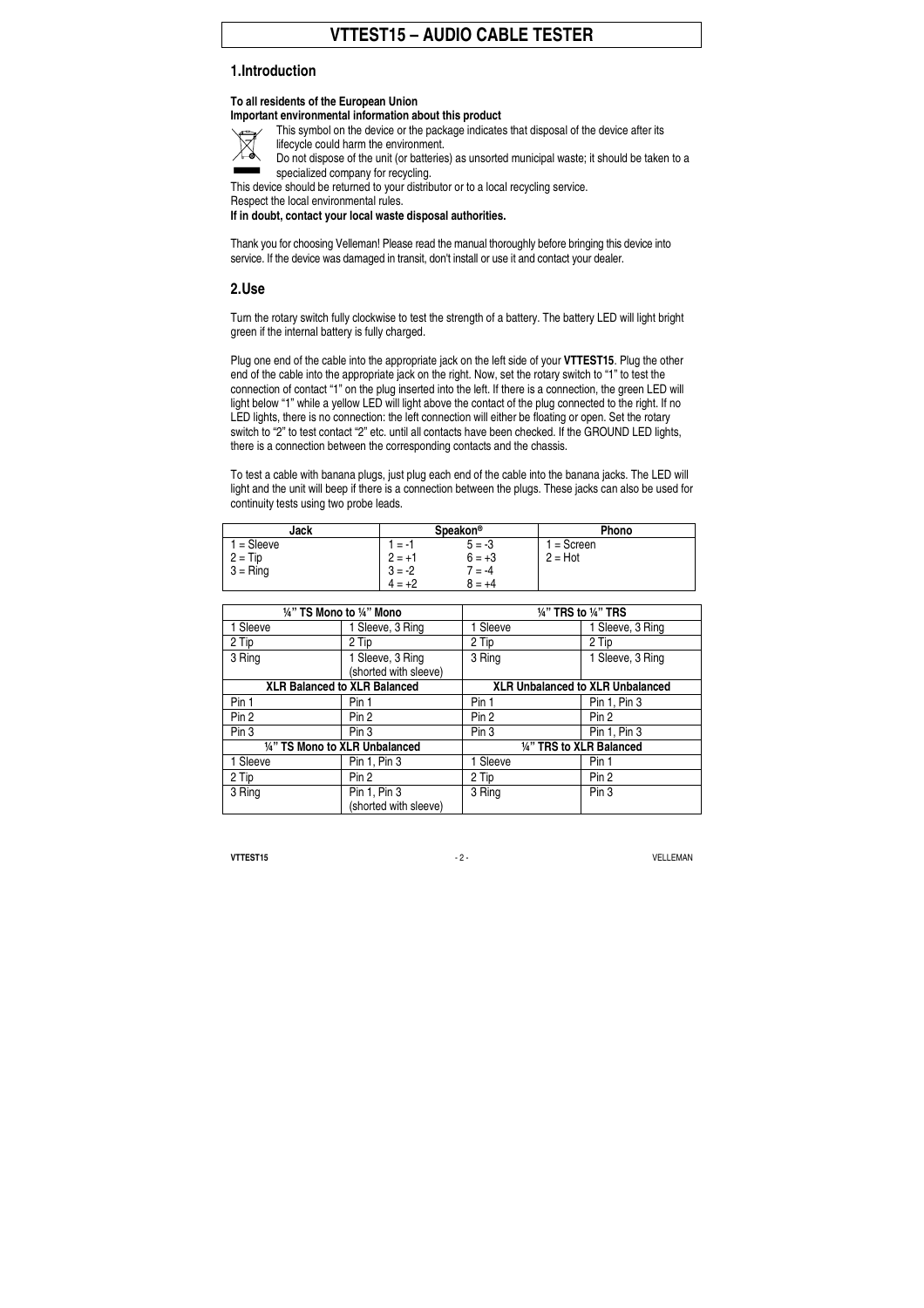# VTTEST15 – AUDIO CABLE TESTER

## 1. Introduction

**To all residents of the European Union**
**Important environmental information about this product**

This symbol on the device or the package indicates that disposal of the device after its lifecycle could harm the environment.
Do not dispose of the unit (or batteries) as unsorted municipal waste; it should be taken to a specialized company for recycling.
This device should be returned to your distributor or to a local recycling service.
Respect the local environmental rules.
**If in doubt, contact your local waste disposal authorities.**

Thank you for choosing Velleman! Please read the manual thoroughly before bringing this device into service. If the device was damaged in transit, don't install or use it and contact your dealer.

## 2. Use

Turn the rotary switch fully clockwise to test the strength of a battery. The battery LED will light bright green if the internal battery is fully charged.

Plug one end of the cable into the appropriate jack on the left side of your **VTTEST15**. Plug the other end of the cable into the appropriate jack on the right. Now, set the rotary switch to "1" to test the connection of contact "1" on the plug inserted into the left. If there is a connection, the green LED will light below "1" while a yellow LED will light above the contact of the plug connected to the right. If no LED lights, there is no connection: the left connection will either be floating or open. Set the rotary switch to "2" to test contact "2" etc. until all contacts have been checked. If the GROUND LED lights, there is a connection between the corresponding contacts and the chassis.

To test a cable with banana plugs, just plug each end of the cable into the banana jacks. The LED will light and the unit will beep if there is a connection between the plugs. These jacks can also be used for continuity tests using two probe leads.

| Jack | Speakon® | | Phono |
|---|---|---|---|
| 1 = Sleeve<br>2 = Tip<br>3 = Ring | 1 = -1<br>2 = +1<br>3 = -2<br>4 = +2 | 5 = -3<br>6 = +3<br>7 = -4<br>8 = +4 | 1 = Screen<br>2 = Hot |

| ¼" TS Mono to ¼" Mono | | ¼" TRS to ¼" TRS | |
|---|---|---|---|
| 1 Sleeve | 1 Sleeve, 3 Ring | 1 Sleeve | 1 Sleeve, 3 Ring |
| 2 Tip | 2 Tip | 2 Tip | 2 Tip |
| 3 Ring | 1 Sleeve, 3 Ring (shorted with sleeve) | 3 Ring | 1 Sleeve, 3 Ring |
| **XLR Balanced to XLR Balanced** | | **XLR Unbalanced to XLR Unbalanced** | |
| Pin 1 | Pin 1 | Pin 1 | Pin 1, Pin 3 |
| Pin 2 | Pin 2 | Pin 2 | Pin 2 |
| Pin 3 | Pin 3 | Pin 3 | Pin 1, Pin 3 |
| **¼" TS Mono to XLR Unbalanced** | | **¼" TRS to XLR Balanced** | |
| 1 Sleeve | Pin 1, Pin 3 | 1 Sleeve | Pin 1 |
| 2 Tip | Pin 2 | 2 Tip | Pin 2 |
| 3 Ring | Pin 1, Pin 3 (shorted with sleeve) | 3 Ring | Pin 3 |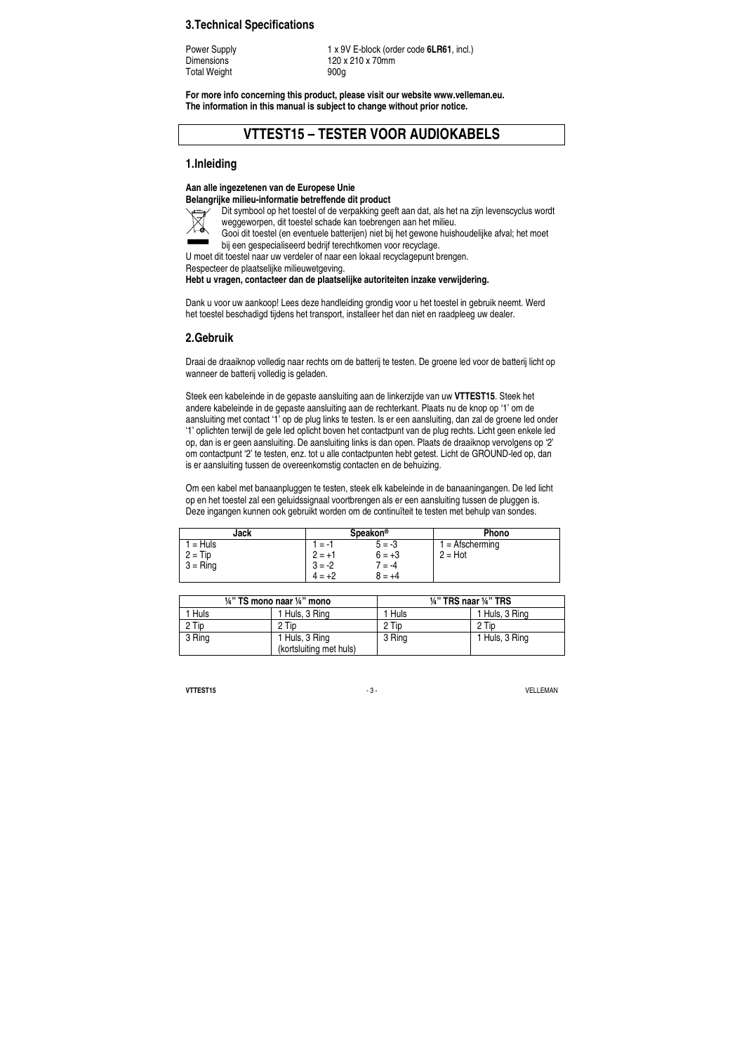## 3.Technical Specifications

| | |
|---|---|
| Power Supply | 1 x 9V E-block (order code **6LR61**, incl.) |
| Dimensions | 120 x 210 x 70mm |
| Total Weight | 900g |

**For more info concerning this product, please visit our website www.velleman.eu.**
**The information in this manual is subject to change without prior notice.**

# VTTEST15 – TESTER VOOR AUDIOKABELS

## 1.Inleiding

**Aan alle ingezetenen van de Europese Unie**
**Belangrijke milieu-informatie betreffende dit product**

Dit symbool op het toestel of de verpakking geeft aan dat, als het na zijn levenscyclus wordt weggeworpen, dit toestel schade kan toebrengen aan het milieu.
Gooi dit toestel (en eventuele batterijen) niet bij het gewone huishoudelijke afval; het moet bij een gespecialiseerd bedrijf terechtkomen voor recyclage.
U moet dit toestel naar uw verdeler of naar een lokaal recyclagepunt brengen.
Respecteer de plaatselijke milieuwetgeving.
**Hebt u vragen, contacteer dan de plaatselijke autoriteiten inzake verwijdering.**

Dank u voor uw aankoop! Lees deze handleiding grondig voor u het toestel in gebruik neemt. Werd het toestel beschadigd tijdens het transport, installeer het dan niet en raadpleeg uw dealer.

## 2.Gebruik

Draai de draaiknop volledig naar rechts om de batterij te testen. De groene led voor de batterij licht op wanneer de batterij volledig is geladen.

Steek een kabeleinde in de gepaste aansluiting aan de linkerzijde van uw **VTTEST15**. Steek het andere kabeleinde in de gepaste aansluiting aan de rechterkant. Plaats nu de knop op '1' om de aansluiting met contact '1' op de plug links te testen. Is er een aansluiting, dan zal de groene led onder '1' oplichten terwijl de gele led oplicht boven het contactpunt van de plug rechts. Licht geen enkele led op, dan is er geen aansluiting. De aansluiting links is dan open. Plaats de draaiknop vervolgens op '2' om contactpunt '2' te testen, enz. tot u alle contactpunten hebt getest. Licht de GROUND-led op, dan is er aansluiting tussen de overeenkomstig contacten en de behuizing.

Om een kabel met banaanpluggen te testen, steek elk kabeleinde in de banaaningangen. De led licht op en het toestel zal een geluidssignaal voortbrengen als er een aansluiting tussen de pluggen is. Deze ingangen kunnen ook gebruikt worden om de continuïteit te testen met behulp van sondes.

| Jack | Speakon® | | Phono |
|---|---|---|---|
| 1 = Huls | 1 = -1 | 5 = -3 | 1 = Afscherming |
| 2 = Tip | 2 = +1 | 6 = +3 | 2 = Hot |
| 3 = Ring | 3 = -2 | 7 = -4 | |
| | 4 = +2 | 8 = +4 | |

| ¼" TS mono naar ¼" mono | | ¼" TRS naar ¼" TRS | |
|---|---|---|---|
| 1 Huls | 1 Huls, 3 Ring | 1 Huls | 1 Huls, 3 Ring |
| 2 Tip | 2 Tip | 2 Tip | 2 Tip |
| 3 Ring | 1 Huls, 3 Ring (kortsluiting met huls) | 3 Ring | 1 Huls, 3 Ring |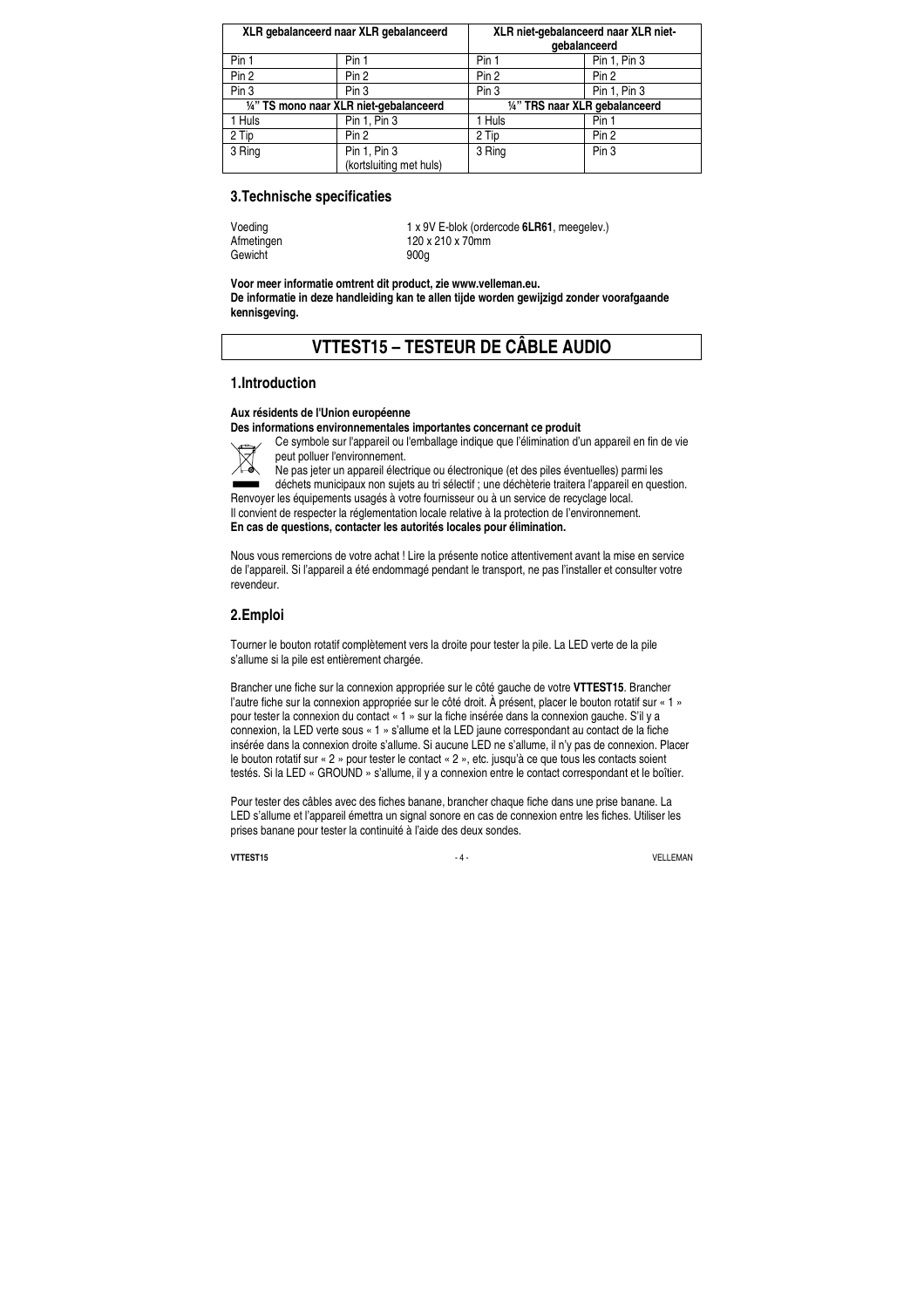| XLR gebalanceerd naar XLR gebalanceerd | | XLR niet-gebalanceerd naar XLR niet-gebalanceerd | |
|---|---|---|---|
| Pin 1 | Pin 1 | Pin 1 | Pin 1, Pin 3 |
| Pin 2 | Pin 2 | Pin 2 | Pin 2 |
| Pin 3 | Pin 3 | Pin 3 | Pin 1, Pin 3 |
| **¼" TS mono naar XLR niet-gebalanceerd** | | **¼" TRS naar XLR gebalanceerd** | |
| 1 Huls | Pin 1, Pin 3 | 1 Huls | Pin 1 |
| 2 Tip | Pin 2 | 2 Tip | Pin 2 |
| 3 Ring | Pin 1, Pin 3 (kortsluiting met huls) | 3 Ring | Pin 3 |

## 3.Technische specificaties

| | |
|---|---|
| Voeding | 1 x 9V E-blok (ordercode **6LR61**, meegelev.) |
| Afmetingen | 120 x 210 x 70mm |
| Gewicht | 900g |

**Voor meer informatie omtrent dit product, zie www.velleman.eu.**
**De informatie in deze handleiding kan te allen tijde worden gewijzigd zonder voorafgaande kennisgeving.**

# VTTEST15 – TESTEUR DE CÂBLE AUDIO

## 1.Introduction

**Aux résidents de l'Union européenne**
**Des informations environnementales importantes concernant ce produit**

Ce symbole sur l'appareil ou l'emballage indique que l'élimination d'un appareil en fin de vie peut polluer l'environnement.
Ne pas jeter un appareil électrique ou électronique (et des piles éventuelles) parmi les déchets municipaux non sujets au tri sélectif ; une déchèterie traitera l'appareil en question.
Renvoyer les équipements usagés à votre fournisseur ou à un service de recyclage local.
Il convient de respecter la réglementation locale relative à la protection de l'environnement.
**En cas de questions, contacter les autorités locales pour élimination.**

Nous vous remercions de votre achat ! Lire la présente notice attentivement avant la mise en service de l'appareil. Si l'appareil a été endommagé pendant le transport, ne pas l'installer et consulter votre revendeur.

## 2.Emploi

Tourner le bouton rotatif complètement vers la droite pour tester la pile. La LED verte de la pile s'allume si la pile est entièrement chargée.

Brancher une fiche sur la connexion appropriée sur le côté gauche de votre **VTTEST15**. Brancher l'autre fiche sur la connexion appropriée sur le côté droit. À présent, placer le bouton rotatif sur « 1 » pour tester la connexion du contact « 1 » sur la fiche insérée dans la connexion gauche. S'il y a connexion, la LED verte sous « 1 » s'allume et la LED jaune correspondant au contact de la fiche insérée dans la connexion droite s'allume. Si aucune LED ne s'allume, il n'y pas de connexion. Placer le bouton rotatif sur « 2 » pour tester le contact « 2 », etc. jusqu'à ce que tous les contacts soient testés. Si la LED « GROUND » s'allume, il y a connexion entre le contact correspondant et le boîtier.

Pour tester des câbles avec des fiches banane, brancher chaque fiche dans une prise banane. La LED s'allume et l'appareil émettra un signal sonore en cas de connexion entre les fiches. Utiliser les prises banane pour tester la continuité à l'aide des deux sondes.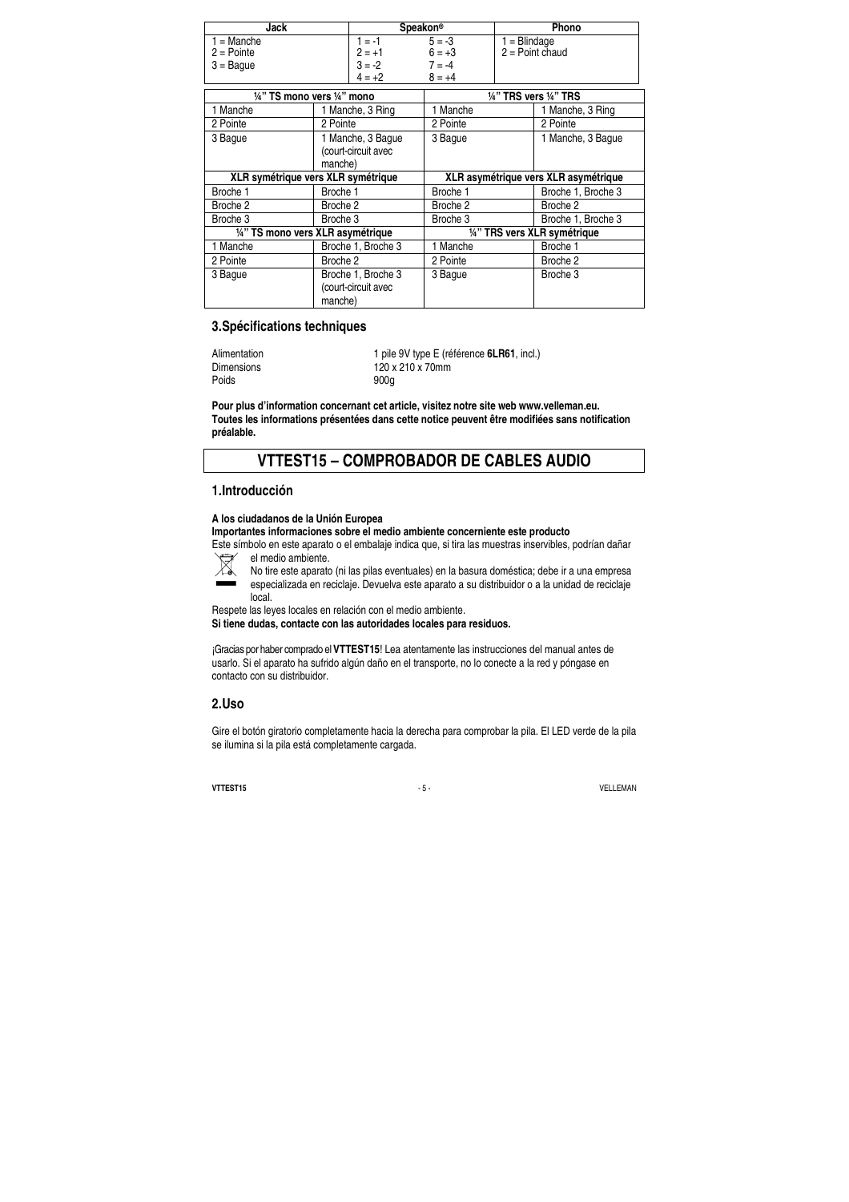| Jack | Speakon® | | Phono |
|---|---|---|---|
| 1 = Manche<br>2 = Pointe<br>3 = Bague | 1 = -1<br>2 = +1<br>3 = -2<br>4 = +2 | 5 = -3<br>6 = +3<br>7 = -4<br>8 = +4 | 1 = Blindage<br>2 = Point chaud |

| ¼" TS mono vers ¼" mono | | ¼" TRS vers ¼" TRS | |
|---|---|---|---|
| 1 Manche | 1 Manche, 3 Ring | 1 Manche | 1 Manche, 3 Ring |
| 2 Pointe | 2 Pointe | 2 Pointe | 2 Pointe |
| 3 Bague | 1 Manche, 3 Bague (court-circuit avec manche) | 3 Bague | 1 Manche, 3 Bague |
| **XLR symétrique vers XLR symétrique** | | **XLR asymétrique vers XLR asymétrique** | |
| Broche 1 | Broche 1 | Broche 1 | Broche 1, Broche 3 |
| Broche 2 | Broche 2 | Broche 2 | Broche 2 |
| Broche 3 | Broche 3 | Broche 3 | Broche 1, Broche 3 |
| **¼" TS mono vers XLR asymétrique** | | **¼" TRS vers XLR symétrique** | |
| 1 Manche | Broche 1, Broche 3 | 1 Manche | Broche 1 |
| 2 Pointe | Broche 2 | 2 Pointe | Broche 2 |
| 3 Bague | Broche 1, Broche 3 (court-circuit avec manche) | 3 Bague | Broche 3 |

## 3.Spécifications techniques

| | |
|---|---|
| Alimentation | 1 pile 9V type E (référence **6LR61**, incl.) |
| Dimensions | 120 x 210 x 70mm |
| Poids | 900g |

**Pour plus d'information concernant cet article, visitez notre site web www.velleman.eu.**
**Toutes les informations présentées dans cette notice peuvent être modifiées sans notification préalable.**

# VTTEST15 – COMPROBADOR DE CABLES AUDIO

## 1.Introducción

**A los ciudadanos de la Unión Europea**
**Importantes informaciones sobre el medio ambiente concerniente este producto**

Este símbolo en este aparato o el embalaje indica que, si tira las muestras inservibles, podrían dañar el medio ambiente.

No tire este aparato (ni las pilas eventuales) en la basura doméstica; debe ir a una empresa especializada en reciclaje. Devuelva este aparato a su distribuidor o a la unidad de reciclaje local.

Respete las leyes locales en relación con el medio ambiente.

**Si tiene dudas, contacte con las autoridades locales para residuos.**

¡Gracias por haber comprado el **VTTEST15**! Lea atentamente las instrucciones del manual antes de usarlo. Si el aparato ha sufrido algún daño en el transporte, no lo conecte a la red y póngase en contacto con su distribuidor.

## 2.Uso

Gire el botón giratorio completamente hacia la derecha para comprobar la pila. El LED verde de la pila se ilumina si la pila está completamente cargada.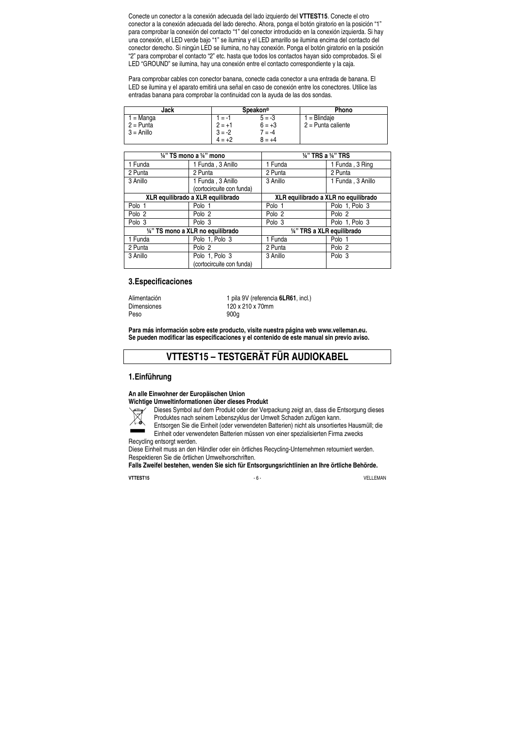Conecte un conector a la conexión adecuada del lado izquierdo del **VTTEST15**. Conecte el otro conector a la conexión adecuada del lado derecho. Ahora, ponga el botón giratorio en la posición "1" para comprobar la conexión del contacto "1" del conector introducido en la conexión izquierda. Si hay una conexión, el LED verde bajo "1" se ilumina y el LED amarillo se ilumina encima del contacto del conector derecho. Si ningún LED se ilumina, no hay conexión. Ponga el botón giratorio en la posición "2" para comprobar el contacto "2" etc. hasta que todos los contactos hayan sido comprobados. Si el LED "GROUND" se ilumina, hay una conexión entre el contacto correspondiente y la caja.

Para comprobar cables con conector banana, conecte cada conector a una entrada de banana. El LED se ilumina y el aparato emitirá una señal en caso de conexión entre los conectores. Utilice las entradas banana para comprobar la continuidad con la ayuda de las dos sondas.

| Jack | Speakon® | | Phono |
|---|---|---|---|
| 1 = Manga<br>2 = Punta<br>3 = Anillo | 1 = -1<br>2 = +1<br>3 = -2<br>4 = +2 | 5 = -3<br>6 = +3<br>7 = -4<br>8 = +4 | 1 = Blindaje<br>2 = Punta caliente |

| ¼" TS mono a ¼" mono | | ¼" TRS a ¼" TRS | |
|---|---|---|---|
| 1 Funda | 1 Funda , 3 Anillo | 1 Funda | 1 Funda , 3 Ring |
| 2 Punta | 2 Punta | 2 Punta | 2 Punta |
| 3 Anillo | 1 Funda , 3 Anillo (cortocircuite con funda) | 3 Anillo | 1 Funda , 3 Anillo |
| **XLR equilibrado a XLR equilibrado** | | **XLR equilibrado a XLR no equilibrado** | |
| Polo 1 | Polo 1 | Polo 1 | Polo 1, Polo 3 |
| Polo 2 | Polo 2 | Polo 2 | Polo 2 |
| Polo 3 | Polo 3 | Polo 3 | Polo 1, Polo 3 |
| **¼" TS mono a XLR no equilibrado** | | **¼" TRS a XLR equilibrado** | |
| 1 Funda | Polo 1, Polo 3 | 1 Funda | Polo 1 |
| 2 Punta | Polo 2 | 2 Punta | Polo 2 |
| 3 Anillo | Polo 1, Polo 3 (cortocircuite con funda) | 3 Anillo | Polo 3 |

## 3. Especificaciones

| | |
|---|---|
| Alimentación | 1 pila 9V (referencia **6LR61**, incl.) |
| Dimensiones | 120 x 210 x 70mm |
| Peso | 900g |

**Para más información sobre este producto, visite nuestra página web www.velleman.eu.**
**Se pueden modificar las especificaciones y el contenido de este manual sin previo aviso.**

# VTTEST15 – TESTGERÄT FÜR AUDIOKABEL

## 1. Einführung

**An alle Einwohner der Europäischen Union**
**Wichtige Umweltinformationen über dieses Produkt**

Dieses Symbol auf dem Produkt oder der Verpackung zeigt an, dass die Entsorgung dieses Produktes nach seinem Lebenszyklus der Umwelt Schaden zufügen kann.
Entsorgen Sie die Einheit (oder verwendeten Batterien) nicht als unsortiertes Hausmüll; die Einheit oder verwendeten Batterien müssen von einer spezialisierten Firma zwecks Recycling entsorgt werden.
Diese Einheit muss an den Händler oder ein örtliches Recycling-Unternehmen retourniert werden.
Respektieren Sie die örtlichen Umweltvorschriften.
**Falls Zweifel bestehen, wenden Sie sich für Entsorgungsrichtlinien an Ihre örtliche Behörde.**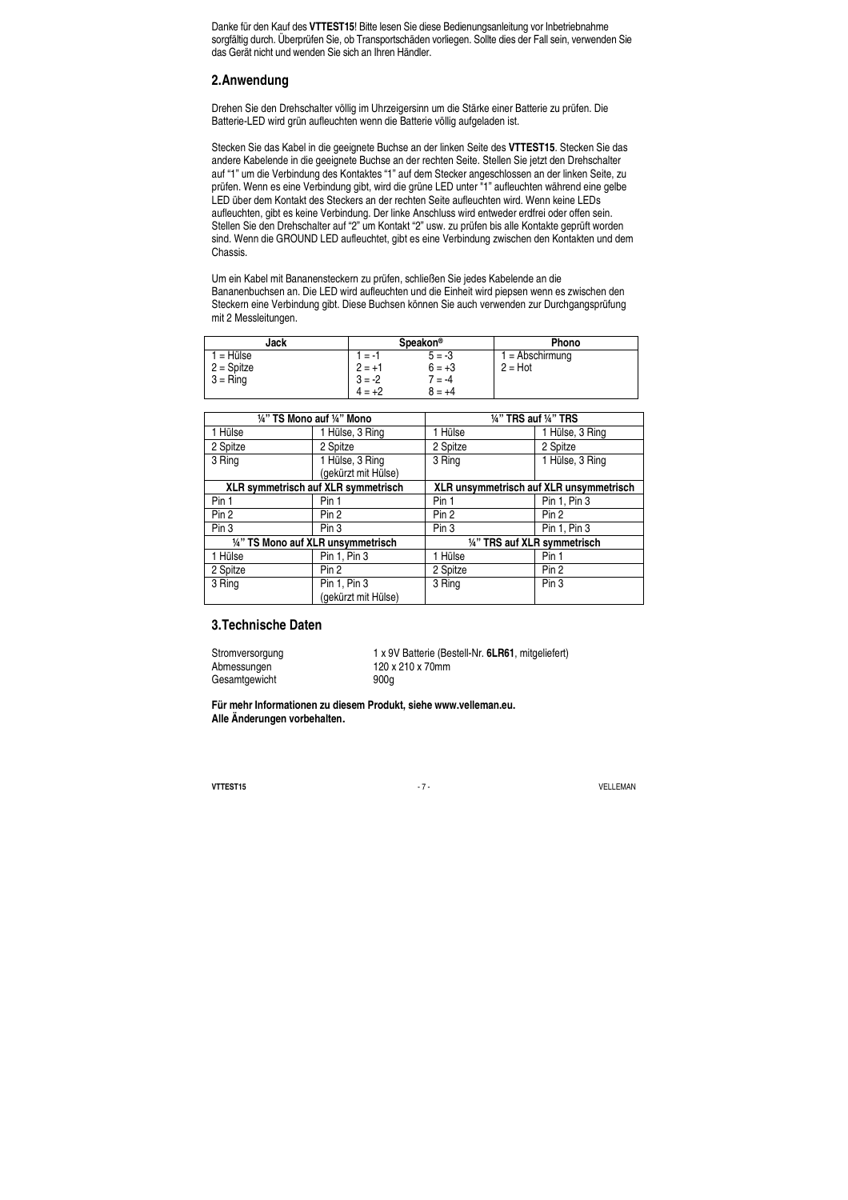Danke für den Kauf des **VTTEST15**! Bitte lesen Sie diese Bedienungsanleitung vor Inbetriebnahme sorgfältig durch. Überprüfen Sie, ob Transportschäden vorliegen. Sollte dies der Fall sein, verwenden Sie das Gerät nicht und wenden Sie sich an Ihren Händler.

## 2.Anwendung

Drehen Sie den Drehschalter völlig im Uhrzeigersinn um die Stärke einer Batterie zu prüfen. Die Batterie-LED wird grün aufleuchten wenn die Batterie völlig aufgeladen ist.

Stecken Sie das Kabel in die geeignete Buchse an der linken Seite des **VTTEST15**. Stecken Sie das andere Kabelende in die geeignete Buchse an der rechten Seite. Stellen Sie jetzt den Drehschalter auf "1" um die Verbindung des Kontaktes "1" auf dem Stecker angeschlossen an der linken Seite, zu prüfen. Wenn es eine Verbindung gibt, wird die grüne LED unter "1" aufleuchten während eine gelbe LED über dem Kontakt des Steckers an der rechten Seite aufleuchten wird. Wenn keine LEDs aufleuchten, gibt es keine Verbindung. Der linke Anschluss wird entweder erdfrei oder offen sein. Stellen Sie den Drehschalter auf "2" um Kontakt "2" usw. zu prüfen bis alle Kontakte geprüft worden sind. Wenn die GROUND LED aufleuchtet, gibt es eine Verbindung zwischen den Kontakten und dem Chassis.

Um ein Kabel mit Bananensteckern zu prüfen, schließen Sie jedes Kabelende an die Bananenbuchsen an. Die LED wird aufleuchten und die Einheit wird piepsen wenn es zwischen den Steckern eine Verbindung gibt. Diese Buchsen können Sie auch verwenden zur Durchgangsprüfung mit 2 Messleitungen.

| Jack | Speakon® | | Phono |
|---|---|---|---|
| 1 = Hülse<br>2 = Spitze<br>3 = Ring | 1 = -1<br>2 = +1<br>3 = -2<br>4 = +2 | 5 = -3<br>6 = +3<br>7 = -4<br>8 = +4 | 1 = Abschirmung<br>2 = Hot |

| ¼" TS Mono auf ¼" Mono | | ¼" TRS auf ¼" TRS | |
|---|---|---|---|
| 1 Hülse | 1 Hülse, 3 Ring | 1 Hülse | 1 Hülse, 3 Ring |
| 2 Spitze | 2 Spitze | 2 Spitze | 2 Spitze |
| 3 Ring | 1 Hülse, 3 Ring (gekürzt mit Hülse) | 3 Ring | 1 Hülse, 3 Ring |
| **XLR symmetrisch auf XLR symmetrisch** | | **XLR unsymmetrisch auf XLR unsymmetrisch** | |
| Pin 1 | Pin 1 | Pin 1 | Pin 1, Pin 3 |
| Pin 2 | Pin 2 | Pin 2 | Pin 2 |
| Pin 3 | Pin 3 | Pin 3 | Pin 1, Pin 3 |
| **¼" TS Mono auf XLR unsymmetrisch** | | **¼" TRS auf XLR symmetrisch** | |
| 1 Hülse | Pin 1, Pin 3 | 1 Hülse | Pin 1 |
| 2 Spitze | Pin 2 | 2 Spitze | Pin 2 |
| 3 Ring | Pin 1, Pin 3 (gekürzt mit Hülse) | 3 Ring | Pin 3 |

## 3.Technische Daten

| | |
|---|---|
| Stromversorgung | 1 x 9V Batterie (Bestell-Nr. **6LR61**, mitgeliefert) |
| Abmessungen | 120 x 210 x 70mm |
| Gesamtgewicht | 900g |

**Für mehr Informationen zu diesem Produkt, siehe www.velleman.eu.**
**Alle Änderungen vorbehalten.**